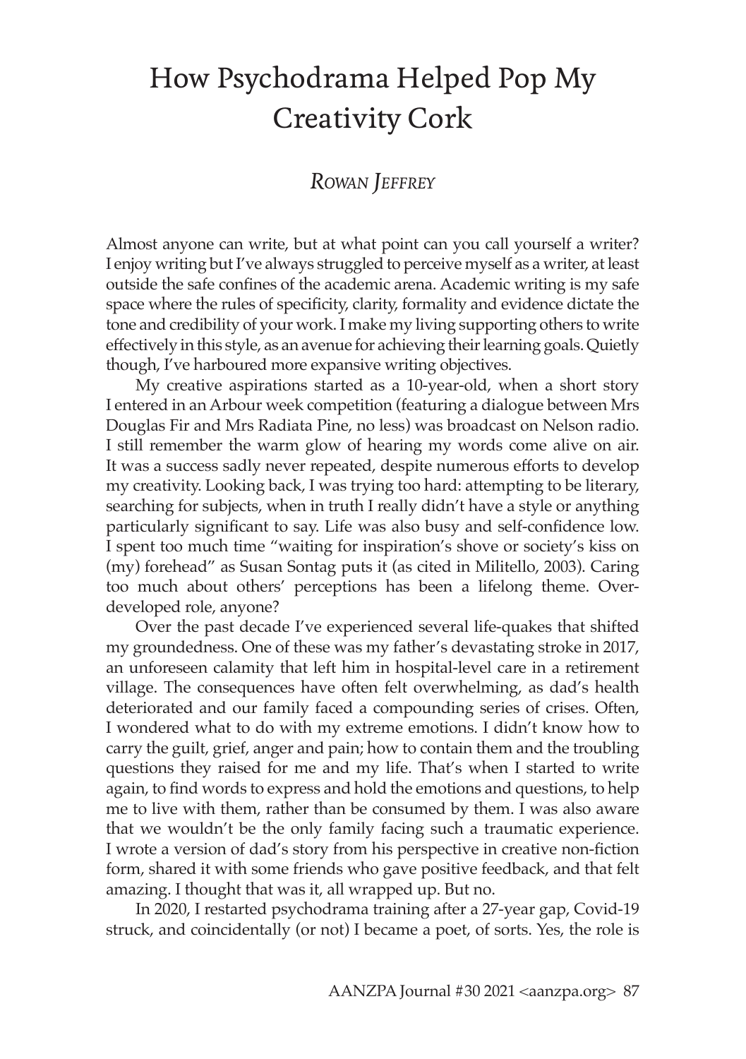# How Psychodrama Helped Pop My Creativity Cork

## *Rowan Jeffrey*

Almost anyone can write, but at what point can you call yourself a writer? I enjoy writing but I've always struggled to perceive myself as a writer, at least outside the safe confines of the academic arena. Academic writing is my safe space where the rules of specificity, clarity, formality and evidence dictate the tone and credibility of your work. I make my living supporting others to write effectively in this style, as an avenue for achieving their learning goals. Quietly though, I've harboured more expansive writing objectives.

My creative aspirations started as a 10-year-old, when a short story I entered in an Arbour week competition (featuring a dialogue between Mrs Douglas Fir and Mrs Radiata Pine, no less) was broadcast on Nelson radio. I still remember the warm glow of hearing my words come alive on air. It was a success sadly never repeated, despite numerous efforts to develop my creativity. Looking back, I was trying too hard: attempting to be literary, searching for subjects, when in truth I really didn't have a style or anything particularly significant to say. Life was also busy and self-confidence low. I spent too much time "waiting for inspiration's shove or society's kiss on (my) forehead" as Susan Sontag puts it (as cited in Militello, 2003). Caring too much about others' perceptions has been a lifelong theme. Over-developed role, anyone?

Over the past decade I've experienced several life-quakes that shifted my groundedness. One of these was my father's devastating stroke in 2017, an unforeseen calamity that left him in hospital-level care in a retirement village. The consequences have often felt overwhelming, as dad's health deteriorated and our family faced a compounding series of crises. Often, I wondered what to do with my extreme emotions. I didn't know how to carry the guilt, grief, anger and pain; how to contain them and the troubling questions they raised for me and my life. That's when I started to write again, to find words to express and hold the emotions and questions, to help me to live with them, rather than be consumed by them. I was also aware that we wouldn't be the only family facing such a traumatic experience. I wrote a version of dad's story from his perspective in creative non-fiction form, shared it with some friends who gave positive feedback, and that felt amazing. I thought that was it, all wrapped up. But no.

In 2020, I restarted psychodrama training after a 27-year gap, Covid-19 struck, and coincidentally (or not) I became a poet, of sorts. Yes, the role is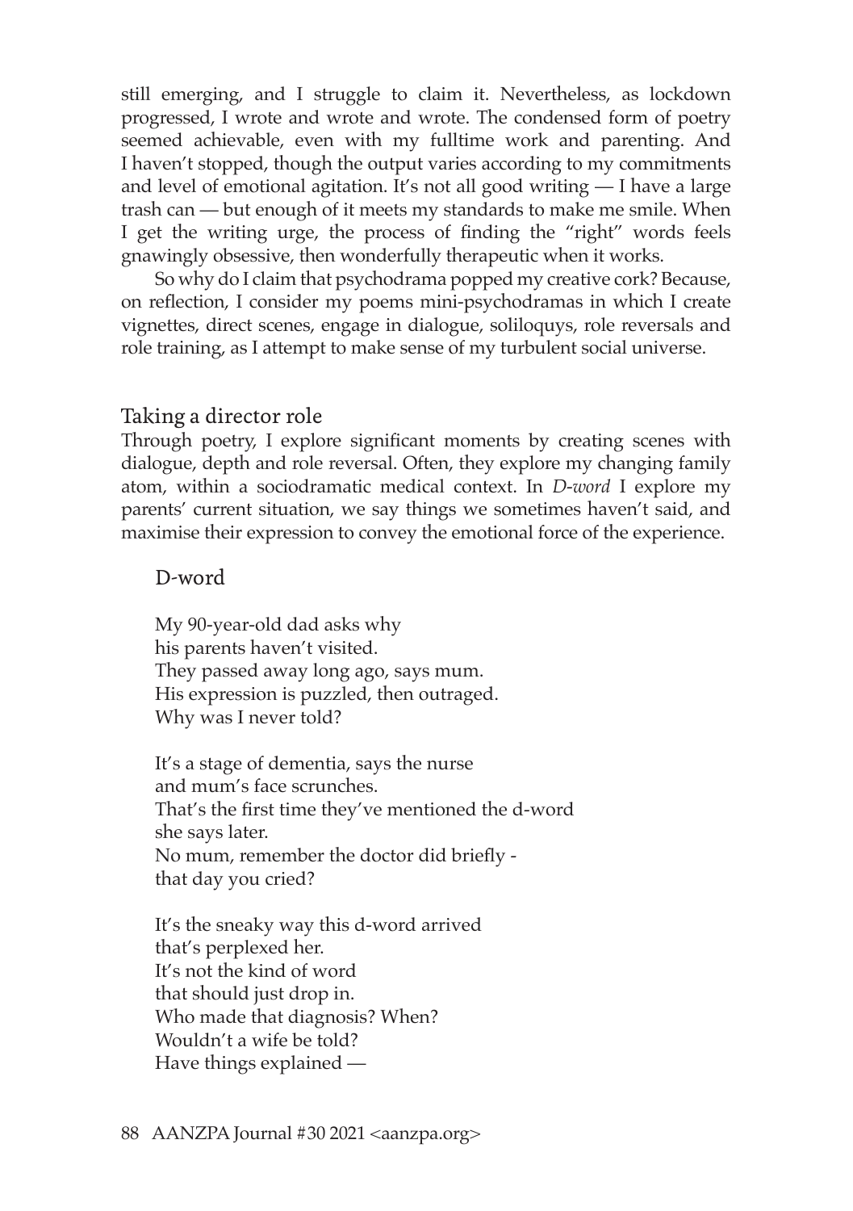still emerging, and I struggle to claim it. Nevertheless, as lockdown progressed, I wrote and wrote and wrote. The condensed form of poetry seemed achievable, even with my fulltime work and parenting. And I haven't stopped, though the output varies according to my commitments and level of emotional agitation. It's not all good writing — I have a large trash can — but enough of it meets my standards to make me smile. When I get the writing urge, the process of finding the "right" words feels gnawingly obsessive, then wonderfully therapeutic when it works.

So why do I claim that psychodrama popped my creative cork? Because, on reflection, I consider my poems mini-psychodramas in which I create vignettes, direct scenes, engage in dialogue, soliloquys, role reversals and role training, as I attempt to make sense of my turbulent social universe.

## Taking a director role

Through poetry, I explore significant moments by creating scenes with dialogue, depth and role reversal. Often, they explore my changing family atom, within a sociodramatic medical context. In *D-word* I explore my parents' current situation, we say things we sometimes haven't said, and maximise their expression to convey the emotional force of the experience.

### D-word

My 90-year-old dad asks why  
his parents haven't visited.  
They passed away long ago, says mum.  
His expression is puzzled, then outraged.  
Why was I never told?

It's a stage of dementia, says the nurse  
and mum's face scrunches.  
That's the first time they've mentioned the d-word  
she says later.  
No mum, remember the doctor did briefly -  
that day you cried?

It's the sneaky way this d-word arrived  
that's perplexed her.  
It's not the kind of word  
that should just drop in.  
Who made that diagnosis? When?  
Wouldn't a wife be told?  
Have things explained —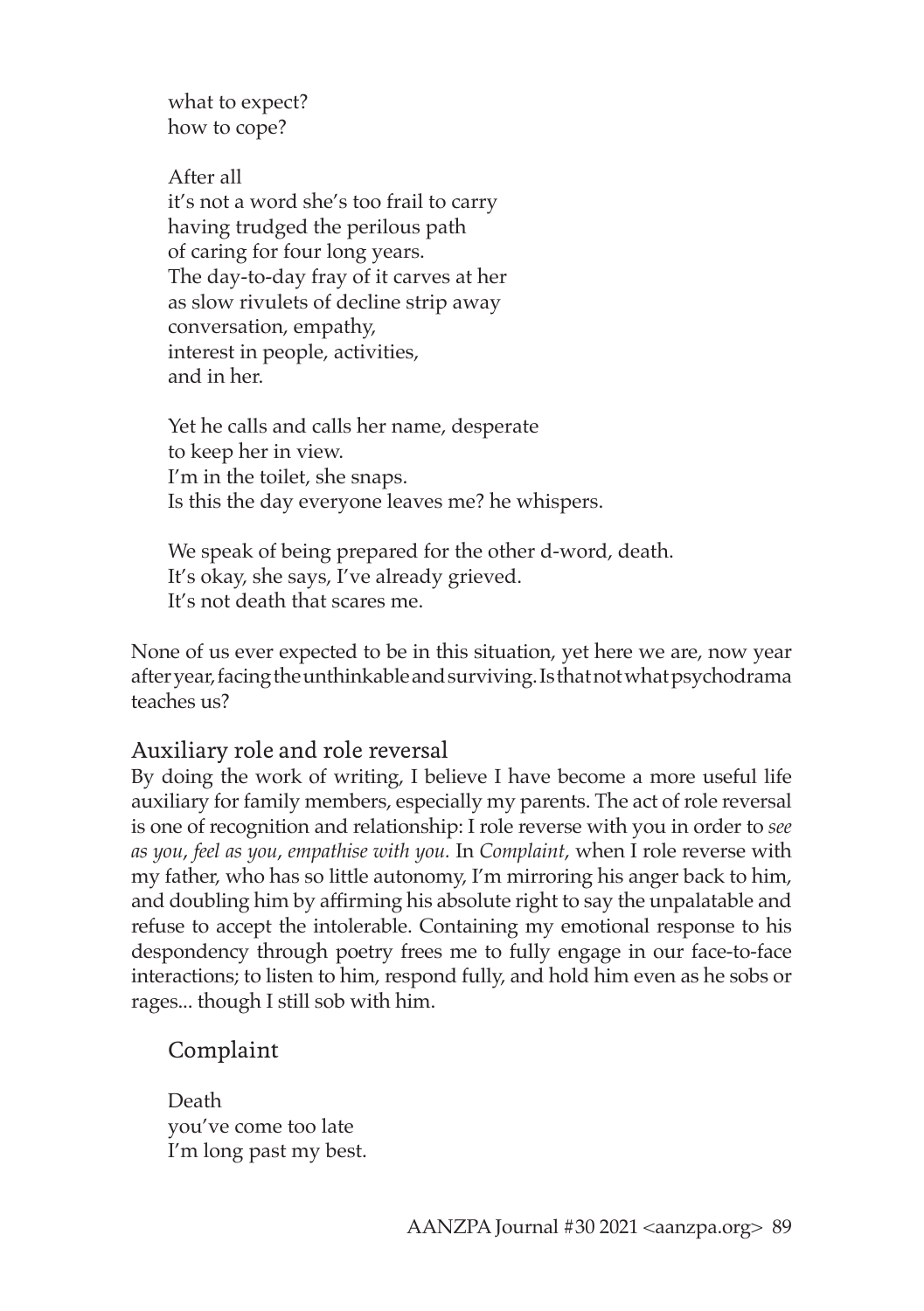what to expect?  
how to cope?

After all  
it's not a word she's too frail to carry  
having trudged the perilous path  
of caring for four long years.  
The day-to-day fray of it carves at her  
as slow rivulets of decline strip away  
conversation, empathy,  
interest in people, activities,  
and in her.

Yet he calls and calls her name, desperate  
to keep her in view.  
I'm in the toilet, she snaps.  
Is this the day everyone leaves me? he whispers.

We speak of being prepared for the other d-word, death.  
It's okay, she says, I've already grieved.  
It's not death that scares me.

None of us ever expected to be in this situation, yet here we are, now year after year, facing the unthinkable and surviving. Is that not what psychodrama teaches us?

## Auxiliary role and role reversal

By doing the work of writing, I believe I have become a more useful life auxiliary for family members, especially my parents. The act of role reversal is one of recognition and relationship: I role reverse with you in order to *see as you*, *feel as you*, *empathise with you.* In *Complaint*, when I role reverse with my father, who has so little autonomy, I'm mirroring his anger back to him, and doubling him by affirming his absolute right to say the unpalatable and refuse to accept the intolerable. Containing my emotional response to his despondency through poetry frees me to fully engage in our face-to-face interactions; to listen to him, respond fully, and hold him even as he sobs or rages... though I still sob with him.

### Complaint

Death  
you've come too late  
I'm long past my best.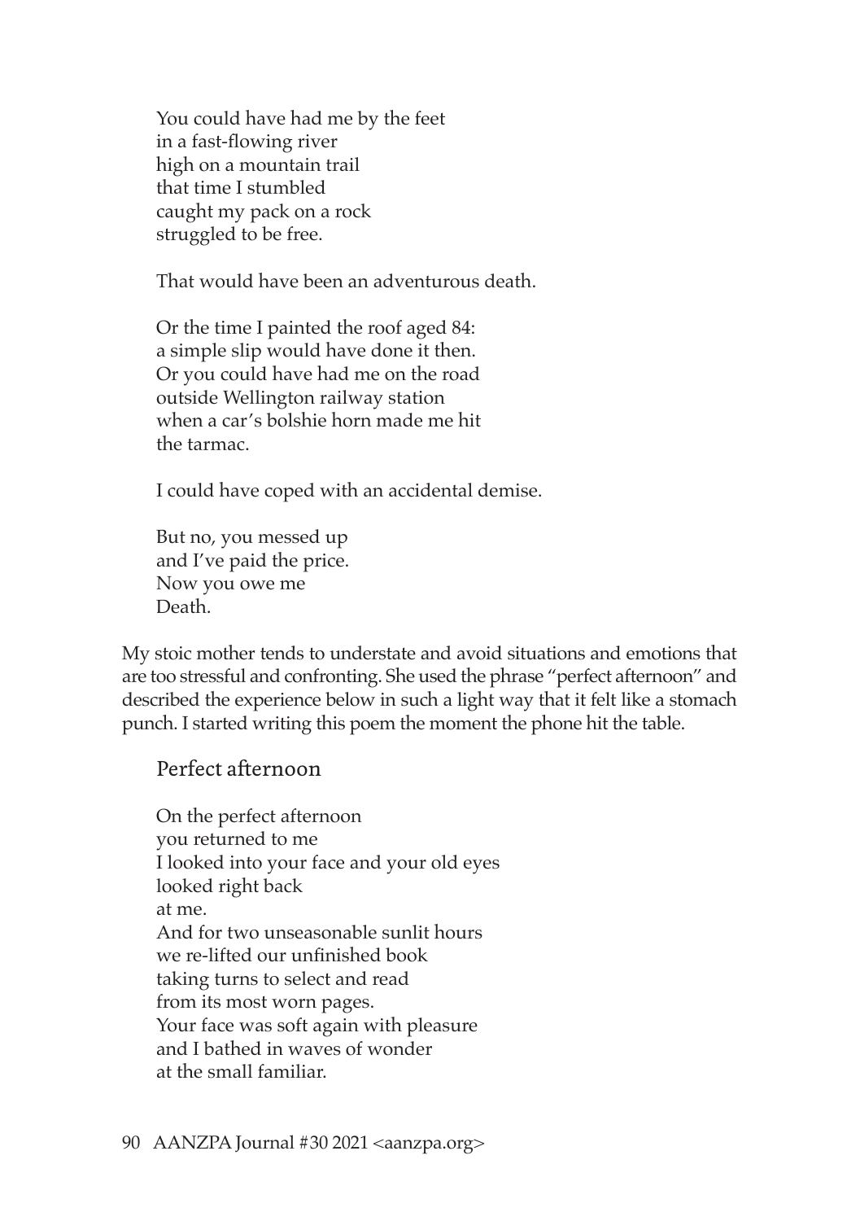You could have had me by the feet
in a fast-flowing river
high on a mountain trail
that time I stumbled
caught my pack on a rock
struggled to be free.

That would have been an adventurous death.

Or the time I painted the roof aged 84:
a simple slip would have done it then.
Or you could have had me on the road
outside Wellington railway station
when a car's bolshie horn made me hit
the tarmac.

I could have coped with an accidental demise.

But no, you messed up
and I've paid the price.
Now you owe me
Death.

My stoic mother tends to understate and avoid situations and emotions that are too stressful and confronting. She used the phrase "perfect afternoon" and described the experience below in such a light way that it felt like a stomach punch. I started writing this poem the moment the phone hit the table.

### Perfect afternoon

On the perfect afternoon
you returned to me
I looked into your face and your old eyes
looked right back
at me.
And for two unseasonable sunlit hours
we re-lifted our unfinished book
taking turns to select and read
from its most worn pages.
Your face was soft again with pleasure
and I bathed in waves of wonder
at the small familiar.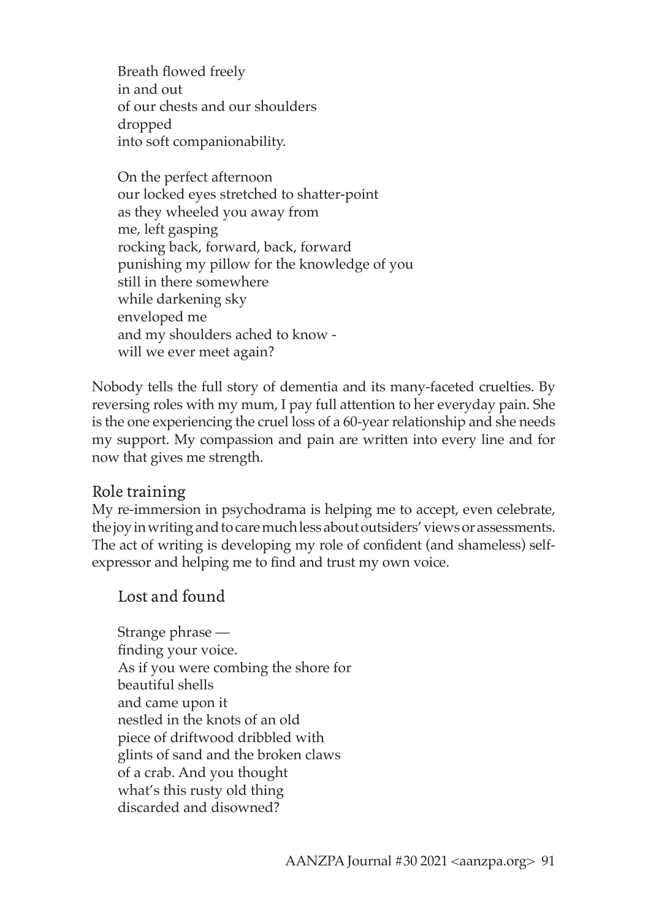Breath flowed freely  
in and out  
of our chests and our shoulders  
dropped  
into soft companionability.

On the perfect afternoon  
our locked eyes stretched to shatter-point  
as they wheeled you away from  
me, left gasping  
rocking back, forward, back, forward  
punishing my pillow for the knowledge of you  
still in there somewhere  
while darkening sky  
enveloped me  
and my shoulders ached to know -  
will we ever meet again?

Nobody tells the full story of dementia and its many-faceted cruelties. By reversing roles with my mum, I pay full attention to her everyday pain. She is the one experiencing the cruel loss of a 60-year relationship and she needs my support. My compassion and pain are written into every line and for now that gives me strength.

## Role training

My re-immersion in psychodrama is helping me to accept, even celebrate, the joy in writing and to care much less about outsiders' views or assessments. The act of writing is developing my role of confident (and shameless) self-expressor and helping me to find and trust my own voice.

### Lost and found

Strange phrase —  
finding your voice.  
As if you were combing the shore for  
beautiful shells  
and came upon it  
nestled in the knots of an old  
piece of driftwood dribbled with  
glints of sand and the broken claws  
of a crab. And you thought  
what's this rusty old thing  
discarded and disowned?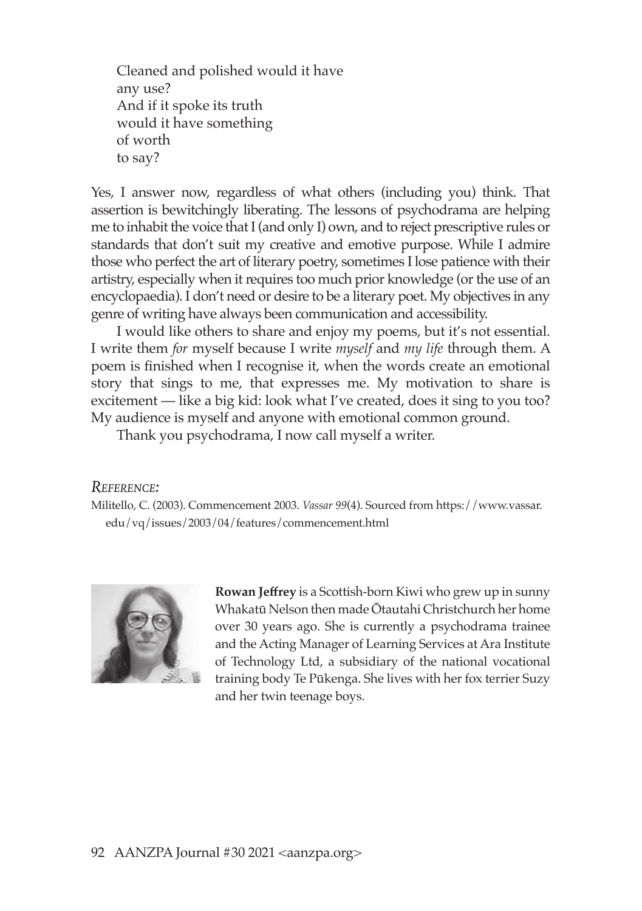Cleaned and polished would it have  
any use?  
And if it spoke its truth  
would it have something  
of worth  
to say?

Yes, I answer now, regardless of what others (including you) think. That assertion is bewitchingly liberating. The lessons of psychodrama are helping me to inhabit the voice that I (and only I) own, and to reject prescriptive rules or standards that don't suit my creative and emotive purpose. While I admire those who perfect the art of literary poetry, sometimes I lose patience with their artistry, especially when it requires too much prior knowledge (or the use of an encyclopaedia). I don't need or desire to be a literary poet. My objectives in any genre of writing have always been communication and accessibility.

I would like others to share and enjoy my poems, but it's not essential. I write them *for* myself because I write *myself* and *my life* through them. A poem is finished when I recognise it, when the words create an emotional story that sings to me, that expresses me. My motivation to share is excitement — like a big kid: look what I've created, does it sing to you too? My audience is myself and anyone with emotional common ground.

Thank you psychodrama, I now call myself a writer.

*Reference:*

Militello, C. (2003). Commencement 2003. *Vassar 99*(4). Sourced from https://www.vassar.edu/vq/issues/2003/04/features/commencement.html

**Rowan Jeffrey** is a Scottish-born Kiwi who grew up in sunny Whakatū Nelson then made Ōtautahi Christchurch her home over 30 years ago. She is currently a psychodrama trainee and the Acting Manager of Learning Services at Ara Institute of Technology Ltd, a subsidiary of the national vocational training body Te Pūkenga. She lives with her fox terrier Suzy and her twin teenage boys.